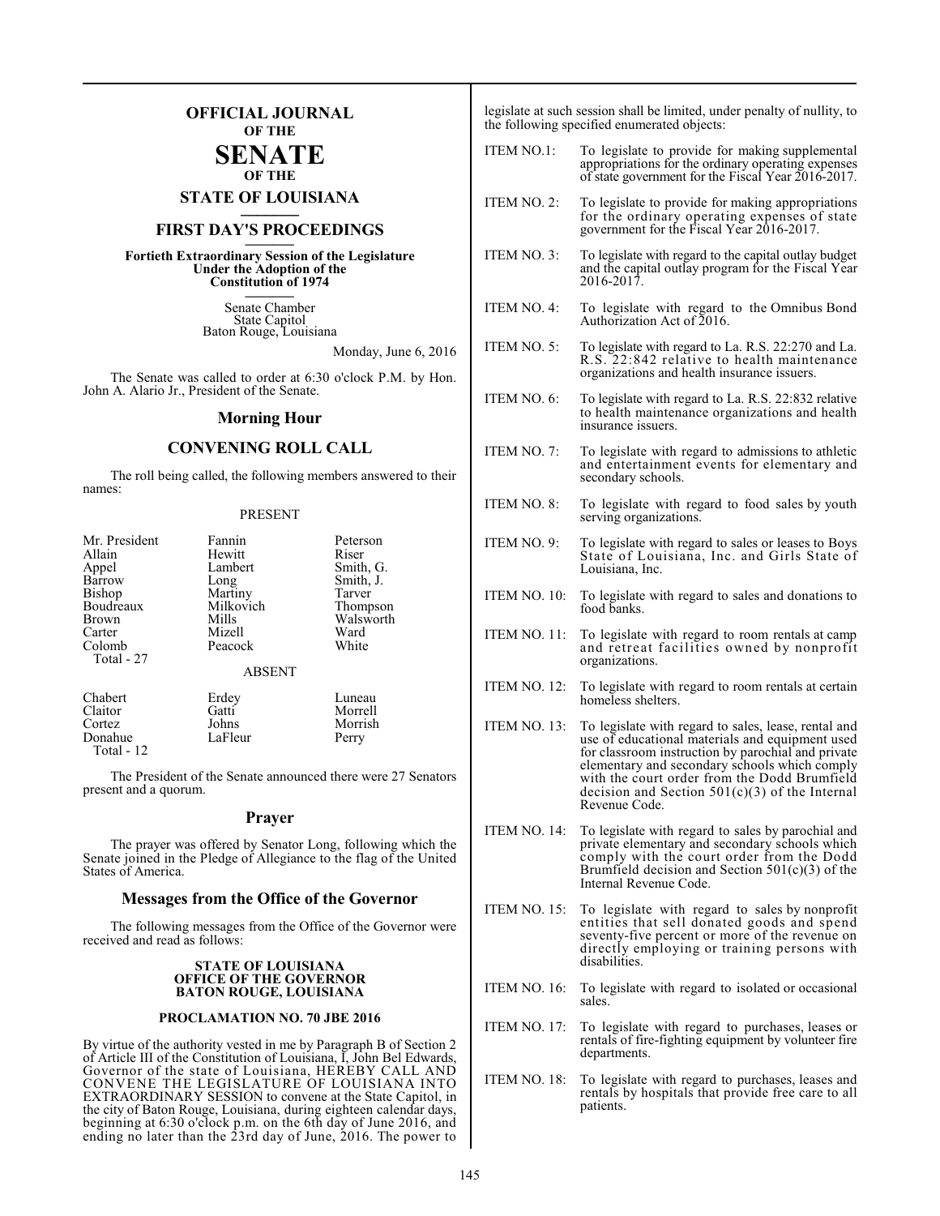# OFFICIAL JOURNAL OF THE SENATE OF THE STATE OF LOUISIANA

## FIRST DAY'S PROCEEDINGS

**Fortieth Extraordinary Session of the Legislature Under the Adoption of the Constitution of 1974**

Senate Chamber
State Capitol
Baton Rouge, Louisiana

Monday, June 6, 2016

The Senate was called to order at 6:30 o'clock P.M. by Hon. John A. Alario Jr., President of the Senate.

## Morning Hour

## CONVENING ROLL CALL

The roll being called, the following members answered to their names:

### PRESENT

| | | |
|---|---|---|
| Mr. President | Fannin | Peterson |
| Allain | Hewitt | Riser |
| Appel | Lambert | Smith, G. |
| Barrow | Long | Smith, J. |
| Bishop | Martiny | Tarver |
| Boudreaux | Milkovich | Thompson |
| Brown | Mills | Walsworth |
| Carter | Mizell | Ward |
| Colomb | Peacock | White |
| Total - 27 | | |

### ABSENT

| | | |
|---|---|---|
| Chabert | Erdey | Luneau |
| Claitor | Gatti | Morrell |
| Cortez | Johns | Morrish |
| Donahue | LaFleur | Perry |
| Total - 12 | | |

The President of the Senate announced there were 27 Senators present and a quorum.

## Prayer

The prayer was offered by Senator Long, following which the Senate joined in the Pledge of Allegiance to the flag of the United States of America.

## Messages from the Office of the Governor

The following messages from the Office of the Governor were received and read as follows:

**STATE OF LOUISIANA**
**OFFICE OF THE GOVERNOR**
**BATON ROUGE, LOUISIANA**

**PROCLAMATION NO. 70 JBE 2016**

By virtue of the authority vested in me by Paragraph B of Section 2 of Article III of the Constitution of Louisiana, I, John Bel Edwards, Governor of the state of Louisiana, HEREBY CALL AND CONVENE THE LEGISLATURE OF LOUISIANA INTO EXTRAORDINARY SESSION to convene at the State Capitol, in the city of Baton Rouge, Louisiana, during eighteen calendar days, beginning at 6:30 o'clock p.m. on the 6th day of June 2016, and ending no later than the 23rd day of June, 2016. The power to legislate at such session shall be limited, under penalty of nullity, to the following specified enumerated objects:

ITEM NO.1: To legislate to provide for making supplemental appropriations for the ordinary operating expenses of state government for the Fiscal Year 2016-2017.

ITEM NO. 2: To legislate to provide for making appropriations for the ordinary operating expenses of state government for the Fiscal Year 2016-2017.

ITEM NO. 3: To legislate with regard to the capital outlay budget and the capital outlay program for the Fiscal Year 2016-2017.

ITEM NO. 4: To legislate with regard to the Omnibus Bond Authorization Act of 2016.

ITEM NO. 5: To legislate with regard to La. R.S. 22:270 and La. R.S. 22:842 relative to health maintenance organizations and health insurance issuers.

ITEM NO. 6: To legislate with regard to La. R.S. 22:832 relative to health maintenance organizations and health insurance issuers.

ITEM NO. 7: To legislate with regard to admissions to athletic and entertainment events for elementary and secondary schools.

ITEM NO. 8: To legislate with regard to food sales by youth serving organizations.

ITEM NO. 9: To legislate with regard to sales or leases to Boys State of Louisiana, Inc. and Girls State of Louisiana, Inc.

ITEM NO. 10: To legislate with regard to sales and donations to food banks.

ITEM NO. 11: To legislate with regard to room rentals at camp and retreat facilities owned by nonprofit organizations.

ITEM NO. 12: To legislate with regard to room rentals at certain homeless shelters.

ITEM NO. 13: To legislate with regard to sales, lease, rental and use of educational materials and equipment used for classroom instruction by parochial and private elementary and secondary schools which comply with the court order from the Dodd Brumfield decision and Section 501(c)(3) of the Internal Revenue Code.

ITEM NO. 14: To legislate with regard to sales by parochial and private elementary and secondary schools which comply with the court order from the Dodd Brumfield decision and Section 501(c)(3) of the Internal Revenue Code.

ITEM NO. 15: To legislate with regard to sales by nonprofit entities that sell donated goods and spend seventy-five percent or more of the revenue on directly employing or training persons with disabilities.

ITEM NO. 16: To legislate with regard to isolated or occasional sales.

ITEM NO. 17: To legislate with regard to purchases, leases or rentals of fire-fighting equipment by volunteer fire departments.

ITEM NO. 18: To legislate with regard to purchases, leases and rentals by hospitals that provide free care to all patients.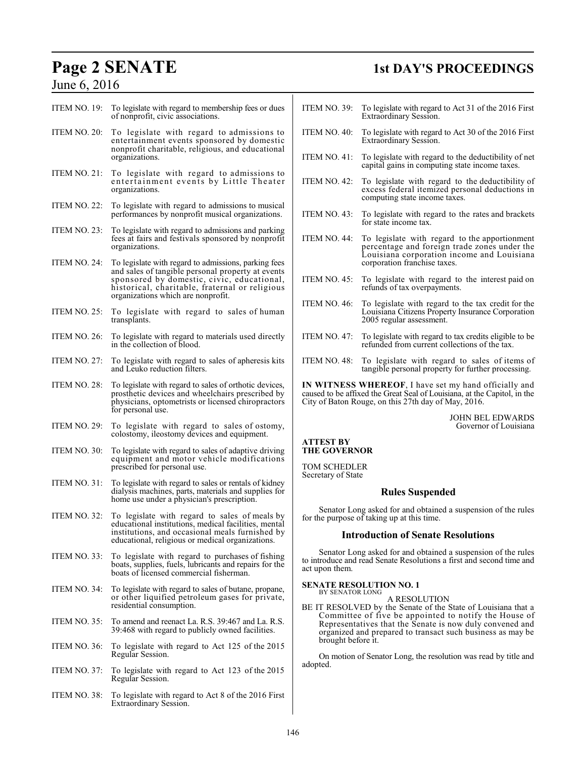ITEM NO. 19: To legislate with regard to membership fees or dues of nonprofit, civic associations.

ITEM NO. 20: To legislate with regard to admissions to entertainment events sponsored by domestic nonprofit charitable, religious, and educational organizations.

ITEM NO. 21: To legislate with regard to admissions to entertainment events by Little Theater organizations.

ITEM NO. 22: To legislate with regard to admissions to musical performances by nonprofit musical organizations.

ITEM NO. 23: To legislate with regard to admissions and parking fees at fairs and festivals sponsored by nonprofit organizations.

ITEM NO. 24: To legislate with regard to admissions, parking fees and sales of tangible personal property at events sponsored by domestic, civic, educational, historical, charitable, fraternal or religious organizations which are nonprofit.

ITEM NO. 25: To legislate with regard to sales of human transplants.

ITEM NO. 26: To legislate with regard to materials used directly in the collection of blood.

ITEM NO. 27: To legislate with regard to sales of apheresis kits and Leuko reduction filters.

ITEM NO. 28: To legislate with regard to sales of orthotic devices, prosthetic devices and wheelchairs prescribed by physicians, optometrists or licensed chiropractors for personal use.

ITEM NO. 29: To legislate with regard to sales of ostomy, colostomy, ileostomy devices and equipment.

ITEM NO. 30: To legislate with regard to sales of adaptive driving equipment and motor vehicle modifications prescribed for personal use.

ITEM NO. 31: To legislate with regard to sales or rentals of kidney dialysis machines, parts, materials and supplies for home use under a physician's prescription.

ITEM NO. 32: To legislate with regard to sales of meals by educational institutions, medical facilities, mental institutions, and occasional meals furnished by educational, religious or medical organizations.

ITEM NO. 33: To legislate with regard to purchases of fishing boats, supplies, fuels, lubricants and repairs for the boats of licensed commercial fisherman.

ITEM NO. 34: To legislate with regard to sales of butane, propane, or other liquified petroleum gases for private, residential consumption.

ITEM NO. 35: To amend and reenact La. R.S. 39:467 and La. R.S. 39:468 with regard to publicly owned facilities.

ITEM NO. 36: To legislate with regard to Act 125 of the 2015 Regular Session.

ITEM NO. 37: To legislate with regard to Act 123 of the 2015 Regular Session.

ITEM NO. 38: To legislate with regard to Act 8 of the 2016 First Extraordinary Session.

ITEM NO. 39: To legislate with regard to Act 31 of the 2016 First Extraordinary Session.

ITEM NO. 40: To legislate with regard to Act 30 of the 2016 First Extraordinary Session.

ITEM NO. 41: To legislate with regard to the deductibility of net capital gains in computing state income taxes.

ITEM NO. 42: To legislate with regard to the deductibility of excess federal itemized personal deductions in computing state income taxes.

ITEM NO. 43: To legislate with regard to the rates and brackets for state income tax.

ITEM NO. 44: To legislate with regard to the apportionment percentage and foreign trade zones under the Louisiana corporation income and Louisiana corporation franchise taxes.

ITEM NO. 45: To legislate with regard to the interest paid on refunds of tax overpayments.

ITEM NO. 46: To legislate with regard to the tax credit for the Louisiana Citizens Property Insurance Corporation 2005 regular assessment.

ITEM NO. 47: To legislate with regard to tax credits eligible to be refunded from current collections of the tax.

ITEM NO. 48: To legislate with regard to sales of items of tangible personal property for further processing.

**IN WITNESS WHEREOF**, I have set my hand officially and caused to be affixed the Great Seal of Louisiana, at the Capitol, in the City of Baton Rouge, on this 27th day of May, 2016.

JOHN BEL EDWARDS
Governor of Louisiana

**ATTEST BY THE GOVERNOR**

TOM SCHEDLER
Secretary of State

## Rules Suspended

Senator Long asked for and obtained a suspension of the rules for the purpose of taking up at this time.

## Introduction of Senate Resolutions

Senator Long asked for and obtained a suspension of the rules to introduce and read Senate Resolutions a first and second time and act upon them.

**SENATE RESOLUTION NO. 1**
BY SENATOR LONG

A RESOLUTION

BE IT RESOLVED by the Senate of the State of Louisiana that a Committee of five be appointed to notify the House of Representatives that the Senate is now duly convened and organized and prepared to transact such business as may be brought before it.

On motion of Senator Long, the resolution was read by title and adopted.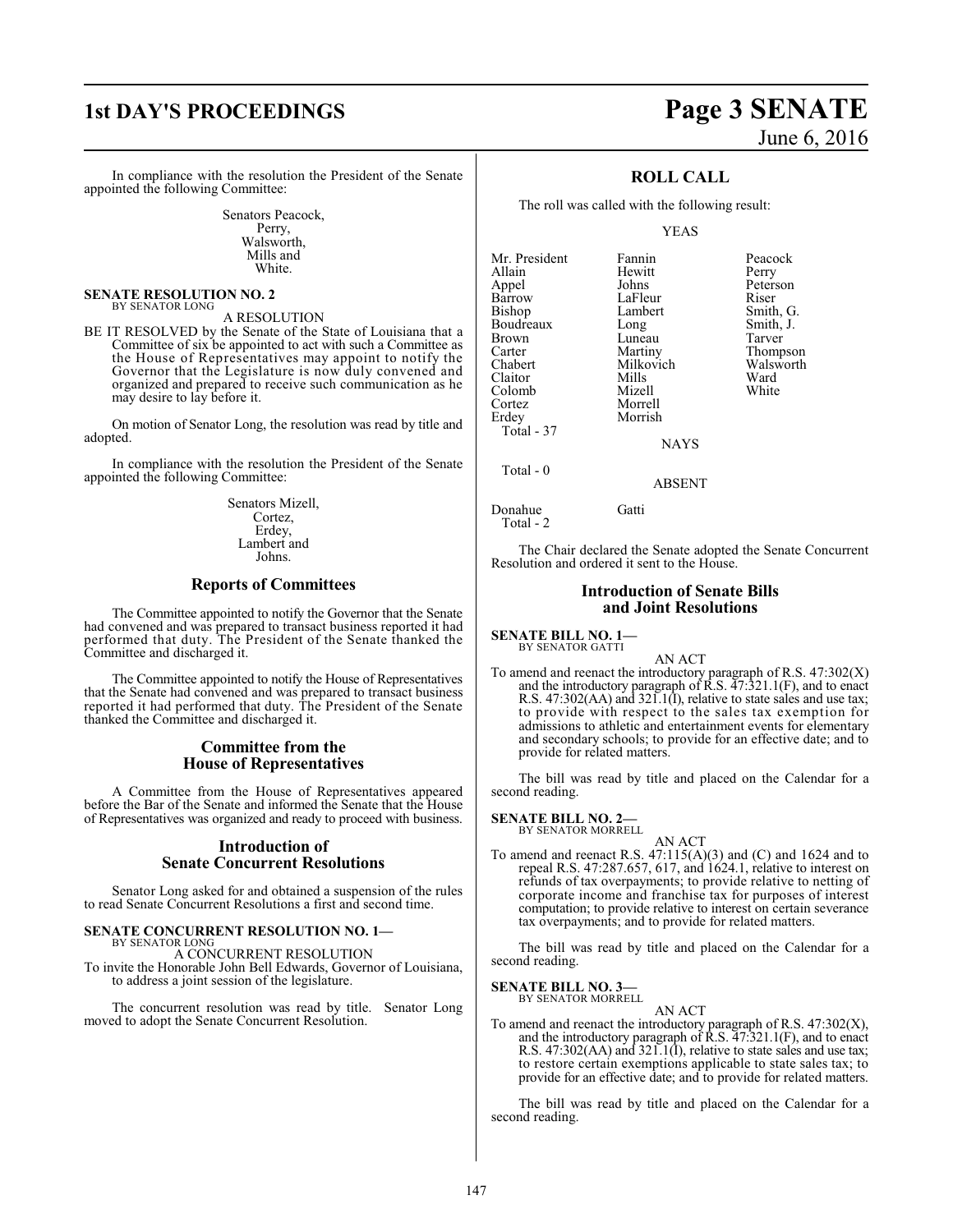In compliance with the resolution the President of the Senate appointed the following Committee:

Senators Peacock,
Perry,
Walsworth,
Mills and
White.

**SENATE RESOLUTION NO. 2**
BY SENATOR LONG

A RESOLUTION

BE IT RESOLVED by the Senate of the State of Louisiana that a Committee of six be appointed to act with such a Committee as the House of Representatives may appoint to notify the Governor that the Legislature is now duly convened and organized and prepared to receive such communication as he may desire to lay before it.

On motion of Senator Long, the resolution was read by title and adopted.

In compliance with the resolution the President of the Senate appointed the following Committee:

Senators Mizell,
Cortez,
Erdey,
Lambert and
Johns.

## Reports of Committees

The Committee appointed to notify the Governor that the Senate had convened and was prepared to transact business reported it had performed that duty. The President of the Senate thanked the Committee and discharged it.

The Committee appointed to notify the House of Representatives that the Senate had convened and was prepared to transact business reported it had performed that duty. The President of the Senate thanked the Committee and discharged it.

## Committee from the House of Representatives

A Committee from the House of Representatives appeared before the Bar of the Senate and informed the Senate that the House of Representatives was organized and ready to proceed with business.

## Introduction of Senate Concurrent Resolutions

Senator Long asked for and obtained a suspension of the rules to read Senate Concurrent Resolutions a first and second time.

**SENATE CONCURRENT RESOLUTION NO. 1—**
BY SENATOR LONG

A CONCURRENT RESOLUTION

To invite the Honorable John Bell Edwards, Governor of Louisiana, to address a joint session of the legislature.

The concurrent resolution was read by title. Senator Long moved to adopt the Senate Concurrent Resolution.

## ROLL CALL

The roll was called with the following result:

YEAS

| | | |
|---|---|---|
| Mr. President | Fannin | Peacock |
| Allain | Hewitt | Perry |
| Appel | Johns | Peterson |
| Barrow | LaFleur | Riser |
| Bishop | Lambert | Smith, G. |
| Boudreaux | Long | Smith, J. |
| Brown | Luneau | Tarver |
| Carter | Martiny | Thompson |
| Chabert | Milkovich | Walsworth |
| Claitor | Mills | Ward |
| Colomb | Mizell | White |
| Cortez | Morrell | |
| Erdey | Morrish | |

Total - 37

NAYS

Total - 0

ABSENT

| | |
|---|---|
| Donahue | Gatti |

Total - 2

The Chair declared the Senate adopted the Senate Concurrent Resolution and ordered it sent to the House.

## Introduction of Senate Bills and Joint Resolutions

**SENATE BILL NO. 1—**
BY SENATOR GATTI

AN ACT

To amend and reenact the introductory paragraph of R.S. 47:302(X) and the introductory paragraph of R.S. 47:321.1(F), and to enact R.S. 47:302(AA) and 321.1(I), relative to state sales and use tax; to provide with respect to the sales tax exemption for admissions to athletic and entertainment events for elementary and secondary schools; to provide for an effective date; and to provide for related matters.

The bill was read by title and placed on the Calendar for a second reading.

**SENATE BILL NO. 2—**
BY SENATOR MORRELL

AN ACT

To amend and reenact R.S. 47:115(A)(3) and (C) and 1624 and to repeal R.S. 47:287.657, 617, and 1624.1, relative to interest on refunds of tax overpayments; to provide relative to netting of corporate income and franchise tax for purposes of interest computation; to provide relative to interest on certain severance tax overpayments; and to provide for related matters.

The bill was read by title and placed on the Calendar for a second reading.

**SENATE BILL NO. 3—**
BY SENATOR MORRELL

AN ACT

To amend and reenact the introductory paragraph of R.S. 47:302(X), and the introductory paragraph of R.S. 47:321.1(F), and to enact R.S. 47:302(AA) and 321.1(I), relative to state sales and use tax; to restore certain exemptions applicable to state sales tax; to provide for an effective date; and to provide for related matters.

The bill was read by title and placed on the Calendar for a second reading.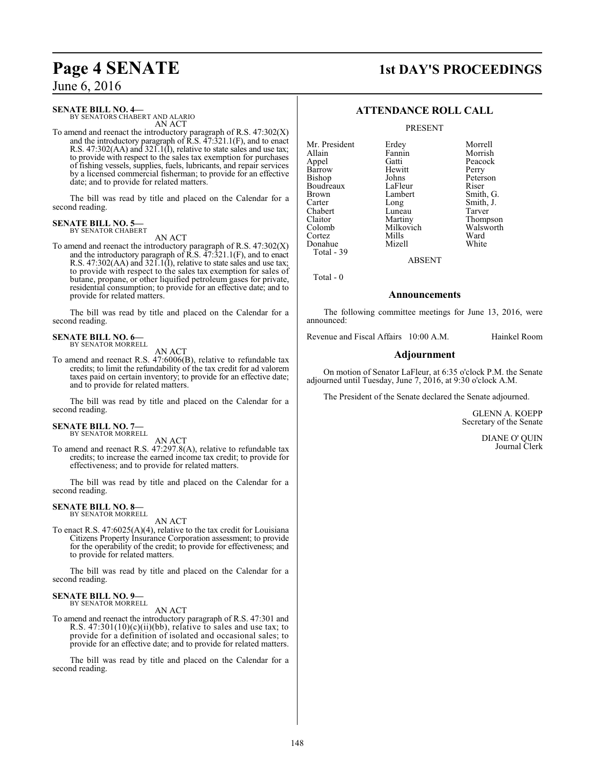**SENATE BILL NO. 4—**
BY SENATORS CHABERT AND ALARIO
AN ACT

To amend and reenact the introductory paragraph of R.S. 47:302(X) and the introductory paragraph of R.S. 47:321.1(F), and to enact R.S. 47:302(AA) and 321.1(I), relative to state sales and use tax; to provide with respect to the sales tax exemption for purchases of fishing vessels, supplies, fuels, lubricants, and repair services by a licensed commercial fisherman; to provide for an effective date; and to provide for related matters.

The bill was read by title and placed on the Calendar for a second reading.

**SENATE BILL NO. 5—**
BY SENATOR CHABERT
AN ACT

To amend and reenact the introductory paragraph of R.S. 47:302(X) and the introductory paragraph of R.S. 47:321.1(F), and to enact R.S. 47:302(AA) and 321.1(I), relative to state sales and use tax; to provide with respect to the sales tax exemption for sales of butane, propane, or other liquified petroleum gases for private, residential consumption; to provide for an effective date; and to provide for related matters.

The bill was read by title and placed on the Calendar for a second reading.

**SENATE BILL NO. 6—**
BY SENATOR MORRELL
AN ACT

To amend and reenact R.S. 47:6006(B), relative to refundable tax credits; to limit the refundability of the tax credit for ad valorem taxes paid on certain inventory; to provide for an effective date; and to provide for related matters.

The bill was read by title and placed on the Calendar for a second reading.

**SENATE BILL NO. 7—**
BY SENATOR MORRELL
AN ACT

To amend and reenact R.S. 47:297.8(A), relative to refundable tax credits; to increase the earned income tax credit; to provide for effectiveness; and to provide for related matters.

The bill was read by title and placed on the Calendar for a second reading.

**SENATE BILL NO. 8—**
BY SENATOR MORRELL
AN ACT

To enact R.S. 47:6025(A)(4), relative to the tax credit for Louisiana Citizens Property Insurance Corporation assessment; to provide for the operability of the credit; to provide for effectiveness; and to provide for related matters.

The bill was read by title and placed on the Calendar for a second reading.

**SENATE BILL NO. 9—**
BY SENATOR MORRELL
AN ACT

To amend and reenact the introductory paragraph of R.S. 47:301 and R.S. 47:301(10)(c)(ii)(bb), relative to sales and use tax; to provide for a definition of isolated and occasional sales; to provide for an effective date; and to provide for related matters.

The bill was read by title and placed on the Calendar for a second reading.

## ATTENDANCE ROLL CALL

PRESENT

| | | |
|---|---|---|
| Mr. President | Erdey | Morrell |
| Allain | Fannin | Morrish |
| Appel | Gatti | Peacock |
| Barrow | Hewitt | Perry |
| Bishop | Johns | Peterson |
| Boudreaux | LaFleur | Riser |
| Brown | Lambert | Smith, G. |
| Carter | Long | Smith, J. |
| Chabert | Luneau | Tarver |
| Claitor | Martiny | Thompson |
| Colomb | Milkovich | Walsworth |
| Cortez | Mills | Ward |
| Donahue | Mizell | White |

Total - 39

ABSENT

Total - 0

## Announcements

The following committee meetings for June 13, 2016, were announced:

Revenue and Fiscal Affairs 10:00 A.M. Hainkel Room

## Adjournment

On motion of Senator LaFleur, at 6:35 o'clock P.M. the Senate adjourned until Tuesday, June 7, 2016, at 9:30 o'clock A.M.

The President of the Senate declared the Senate adjourned.

GLENN A. KOEPP
Secretary of the Senate

DIANE O' QUIN
Journal Clerk